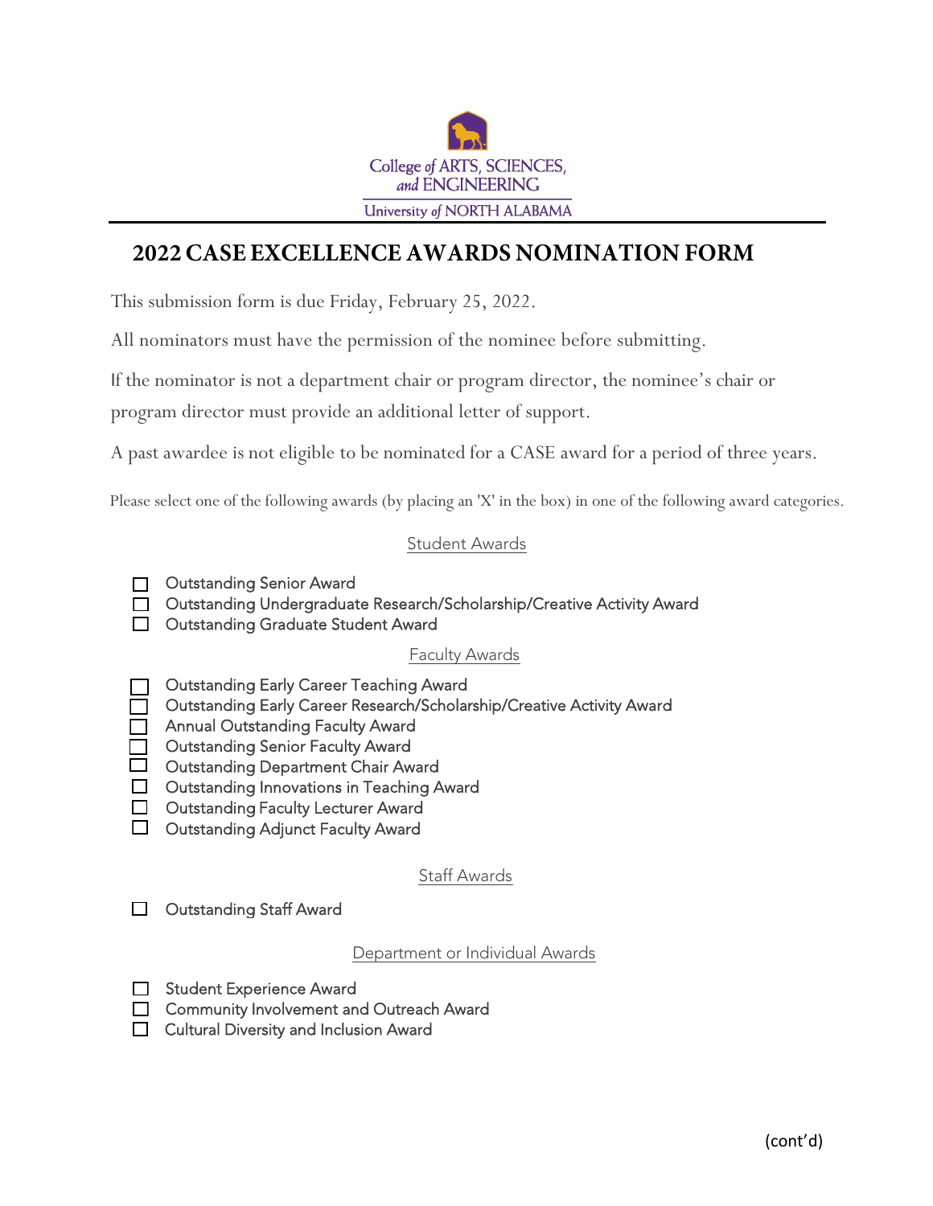College *of* ARTS, SCIENCES, *and* ENGINEERING

University *of* NORTH ALABAMA

# 2022 CASE EXCELLENCE AWARDS NOMINATION FORM

This submission form is due Friday, February 25, 2022.

All nominators must have the permission of the nominee before submitting.

If the nominator is not a department chair or program director, the nominee's chair or program director must provide an additional letter of support.

A past awardee is not eligible to be nominated for a CASE award for a period of three years.

Please select one of the following awards (by placing an 'X' in the box) in one of the following award categories.

## Student Awards

- ☐ Outstanding Senior Award
- ☐ Outstanding Undergraduate Research/Scholarship/Creative Activity Award
- ☐ Outstanding Graduate Student Award

## Faculty Awards

- ☐ Outstanding Early Career Teaching Award
- ☐ Outstanding Early Career Research/Scholarship/Creative Activity Award
- ☐ Annual Outstanding Faculty Award
- ☐ Outstanding Senior Faculty Award
- ☐ Outstanding Department Chair Award
- ☐ Outstanding Innovations in Teaching Award
- ☐ Outstanding Faculty Lecturer Award
- ☐ Outstanding Adjunct Faculty Award

## Staff Awards

- ☐ Outstanding Staff Award

## Department or Individual Awards

- ☐ Student Experience Award
- ☐ Community Involvement and Outreach Award
- ☐ Cultural Diversity and Inclusion Award

(cont'd)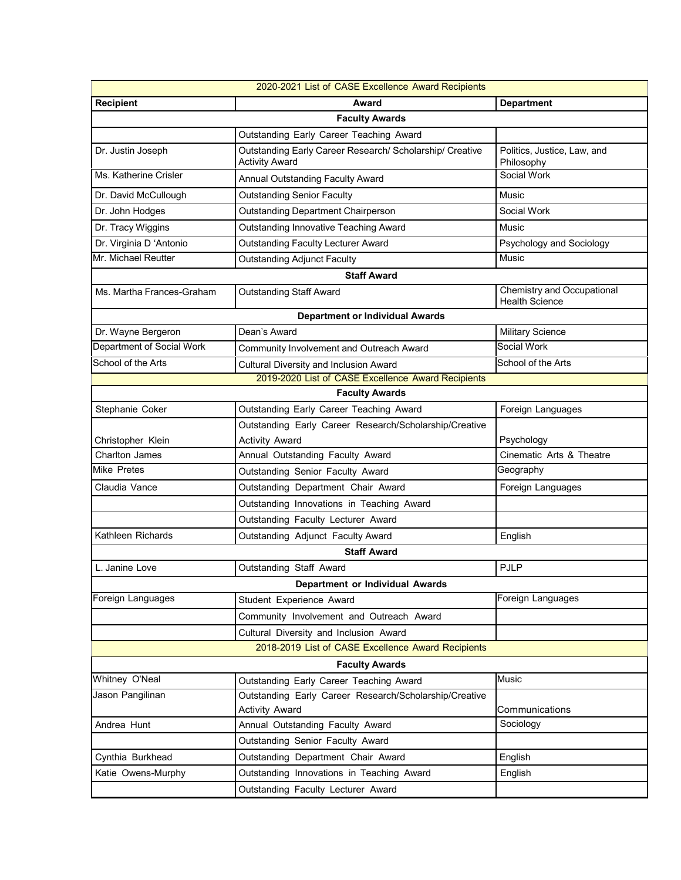| 2020-2021 List of CASE Excellence Award Recipients | | |
|---|---|---|
| **Recipient** | **Award** | **Department** |
| **Faculty Awards** | | |
| | Outstanding Early Career Teaching Award | |
| Dr. Justin Joseph | Outstanding Early Career Research/ Scholarship/ Creative Activity Award | Politics, Justice, Law, and Philosophy |
| Ms. Katherine Crisler | Annual Outstanding Faculty Award | Social Work |
| Dr. David McCullough | Outstanding Senior Faculty | Music |
| Dr. John Hodges | Outstanding Department Chairperson | Social Work |
| Dr. Tracy Wiggins | Outstanding Innovative Teaching Award | Music |
| Dr. Virginia D 'Antonio | Outstanding Faculty Lecturer Award | Psychology and Sociology |
| Mr. Michael Reutter | Outstanding Adjunct Faculty | Music |
| **Staff Award** | | |
| Ms. Martha Frances-Graham | Outstanding Staff Award | Chemistry and Occupational Health Science |
| **Department or Individual Awards** | | |
| Dr. Wayne Bergeron | Dean's Award | Military Science |
| Department of Social Work | Community Involvement and Outreach Award | Social Work |
| School of the Arts | Cultural Diversity and Inclusion Award | School of the Arts |
| **2019-2020 List of CASE Excellence Award Recipients** | | |
| **Faculty Awards** | | |
| Stephanie Coker | Outstanding Early Career Teaching Award | Foreign Languages |
| Christopher Klein | Outstanding Early Career Research/Scholarship/Creative Activity Award | Psychology |
| Charlton James | Annual Outstanding Faculty Award | Cinematic Arts & Theatre |
| Mike Pretes | Outstanding Senior Faculty Award | Geography |
| Claudia Vance | Outstanding Department Chair Award | Foreign Languages |
| | Outstanding Innovations in Teaching Award | |
| | Outstanding Faculty Lecturer Award | |
| Kathleen Richards | Outstanding Adjunct Faculty Award | English |
| **Staff Award** | | |
| L. Janine Love | Outstanding Staff Award | PJLP |
| **Department or Individual Awards** | | |
| Foreign Languages | Student Experience Award | Foreign Languages |
| | Community Involvement and Outreach Award | |
| | Cultural Diversity and Inclusion Award | |
| **2018-2019 List of CASE Excellence Award Recipients** | | |
| **Faculty Awards** | | |
| Whitney O'Neal | Outstanding Early Career Teaching Award | Music |
| Jason Pangilinan | Outstanding Early Career Research/Scholarship/Creative Activity Award | Communications |
| Andrea Hunt | Annual Outstanding Faculty Award | Sociology |
| | Outstanding Senior Faculty Award | |
| Cynthia Burkhead | Outstanding Department Chair Award | English |
| Katie Owens-Murphy | Outstanding Innovations in Teaching Award | English |
| | Outstanding Faculty Lecturer Award | |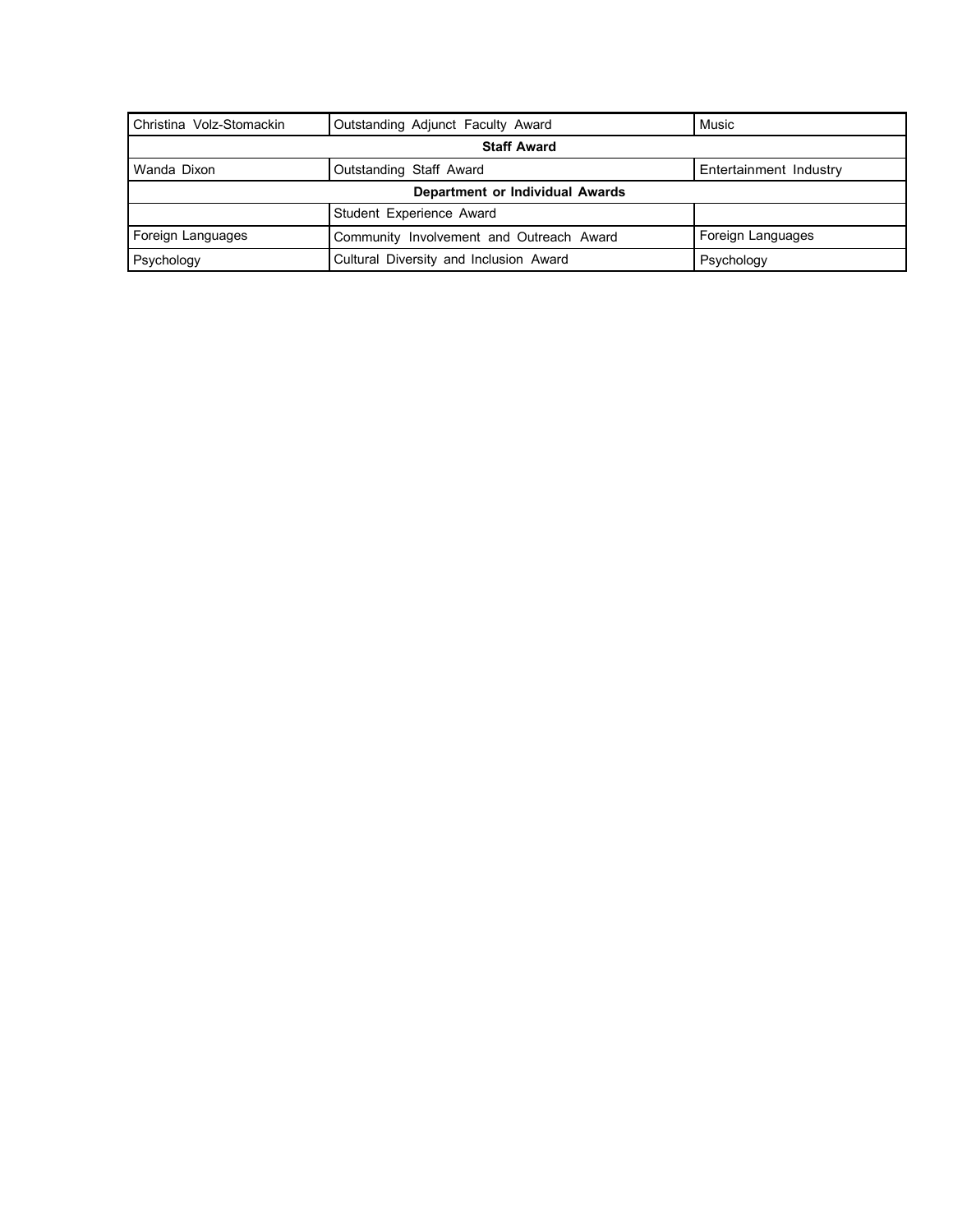| | | |
|---|---|---|
| Christina Volz-Stomackin | Outstanding Adjunct Faculty Award | Music |
| **Staff Award** | | |
| Wanda Dixon | Outstanding Staff Award | Entertainment Industry |
| **Department or Individual Awards** | | |
| | Student Experience Award | |
| Foreign Languages | Community Involvement and Outreach Award | Foreign Languages |
| Psychology | Cultural Diversity and Inclusion Award | Psychology |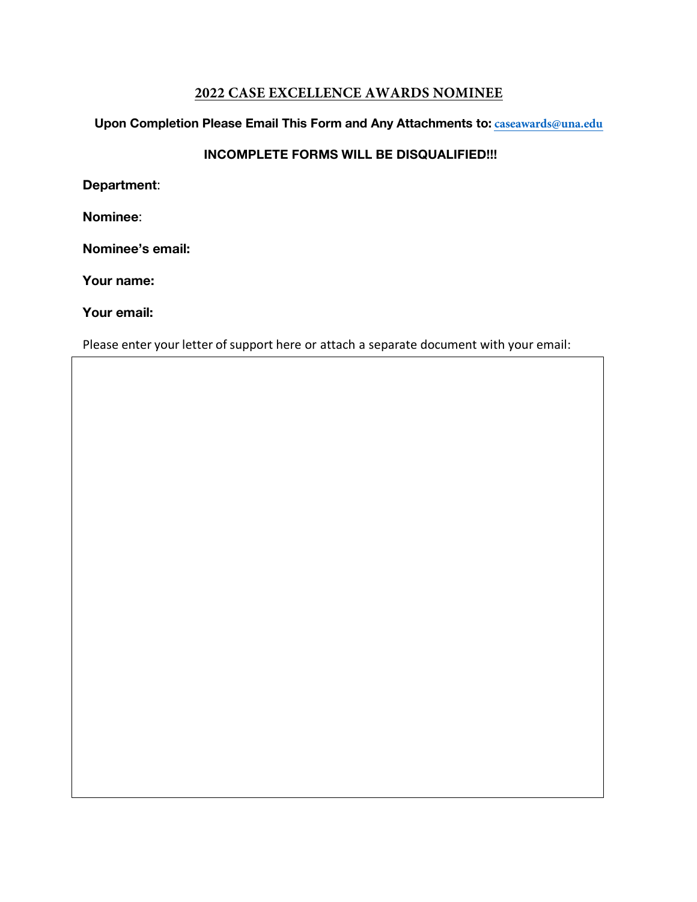## 2022 CASE EXCELLENCE AWARDS NOMINEE

**Upon Completion Please Email This Form and Any Attachments to: caseawards@una.edu**

**INCOMPLETE FORMS WILL BE DISQUALIFIED!!!**

**Department**:

**Nominee**:

**Nominee's email:**

**Your name:**

**Your email:**

Please enter your letter of support here or attach a separate document with your email: